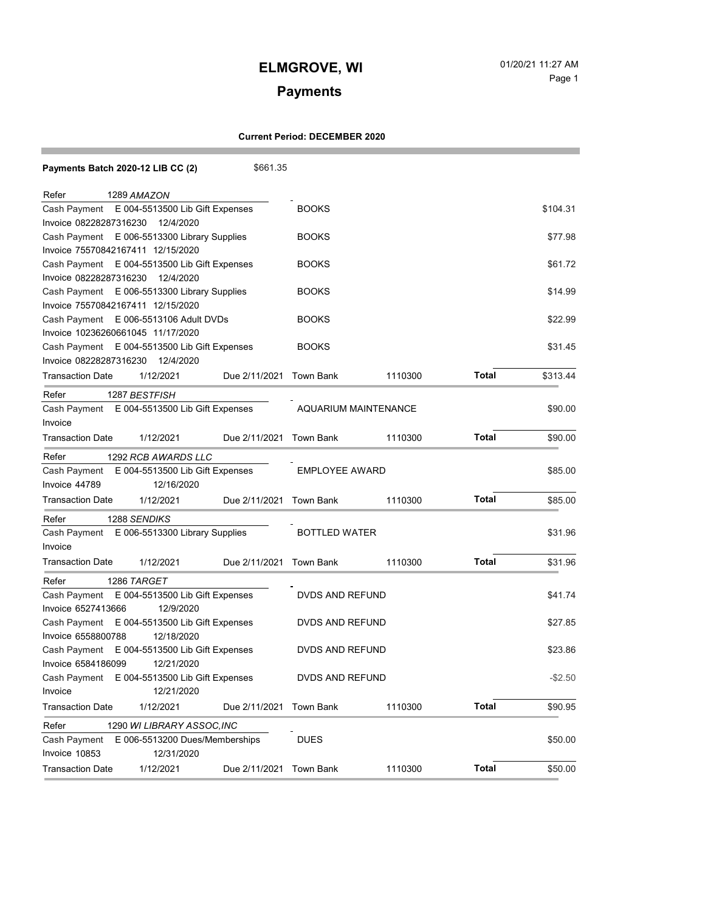# ELMGROVE, WI

01/20/21 11:27 AM

## Payments

**Current Period: DECEMBER 2020**

**Payments Batch 2020-12 LIB CC (2)** $661.35

| | | | | | | |
|---|---|---|---|---|---|---|
| Refer | 1289 *AMAZON* | | | | | |
| Cash Payment | E 004-5513500 Lib Gift Expenses | | BOOKS | | | $104.31 |
| Invoice 08228287316230 | 12/4/2020 | | | | | |
| Cash Payment | E 006-5513300 Library Supplies | | BOOKS | | | $77.98 |
| Invoice 75570842167411 | 12/15/2020 | | | | | |
| Cash Payment | E 004-5513500 Lib Gift Expenses | | BOOKS | | | $61.72 |
| Invoice 08228287316230 | 12/4/2020 | | | | | |
| Cash Payment | E 006-5513300 Library Supplies | | BOOKS | | | $14.99 |
| Invoice 75570842167411 | 12/15/2020 | | | | | |
| Cash Payment | E 006-5513106 Adult DVDs | | BOOKS | | | $22.99 |
| Invoice 10236260661045 | 11/17/2020 | | | | | |
| Cash Payment | E 004-5513500 Lib Gift Expenses | | BOOKS | | | $31.45 |
| Invoice 08228287316230 | 12/4/2020 | | | | | |
| Transaction Date | 1/12/2021 | Due 2/11/2021 | Town Bank | 1110300 | **Total** | $313.44 |
| Refer | 1287 *BESTFISH* | | | | | |
| Cash Payment | E 004-5513500 Lib Gift Expenses | | AQUARIUM MAINTENANCE | | | $90.00 |
| Invoice | | | | | | |
| Transaction Date | 1/12/2021 | Due 2/11/2021 | Town Bank | 1110300 | **Total** | $90.00 |
| Refer | 1292 *RCB AWARDS LLC* | | | | | |
| Cash Payment | E 004-5513500 Lib Gift Expenses | | EMPLOYEE AWARD | | | $85.00 |
| Invoice 44789 | 12/16/2020 | | | | | |
| Transaction Date | 1/12/2021 | Due 2/11/2021 | Town Bank | 1110300 | **Total** | $85.00 |
| Refer | 1288 *SENDIKS* | | | | | |
| Cash Payment | E 006-5513300 Library Supplies | | BOTTLED WATER | | | $31.96 |
| Invoice | | | | | | |
| Transaction Date | 1/12/2021 | Due 2/11/2021 | Town Bank | 1110300 | **Total** | $31.96 |
| Refer | 1286 *TARGET* | | | | | |
| Cash Payment | E 004-5513500 Lib Gift Expenses | | DVDS AND REFUND | | | $41.74 |
| Invoice 6527413666 | 12/9/2020 | | | | | |
| Cash Payment | E 004-5513500 Lib Gift Expenses | | DVDS AND REFUND | | | $27.85 |
| Invoice 6558800788 | 12/18/2020 | | | | | |
| Cash Payment | E 004-5513500 Lib Gift Expenses | | DVDS AND REFUND | | | $23.86 |
| Invoice 6584186099 | 12/21/2020 | | | | | |
| Cash Payment | E 004-5513500 Lib Gift Expenses | | DVDS AND REFUND | | | -$2.50 |
| Invoice | 12/21/2020 | | | | | |
| Transaction Date | 1/12/2021 | Due 2/11/2021 | Town Bank | 1110300 | **Total** | $90.95 |
| Refer | 1290 *WI LIBRARY ASSOC,INC* | | | | | |
| Cash Payment | E 006-5513200 Dues/Memberships | | DUES | | | $50.00 |
| Invoice 10853 | 12/31/2020 | | | | | |
| Transaction Date | 1/12/2021 | Due 2/11/2021 | Town Bank | 1110300 | **Total** | $50.00 |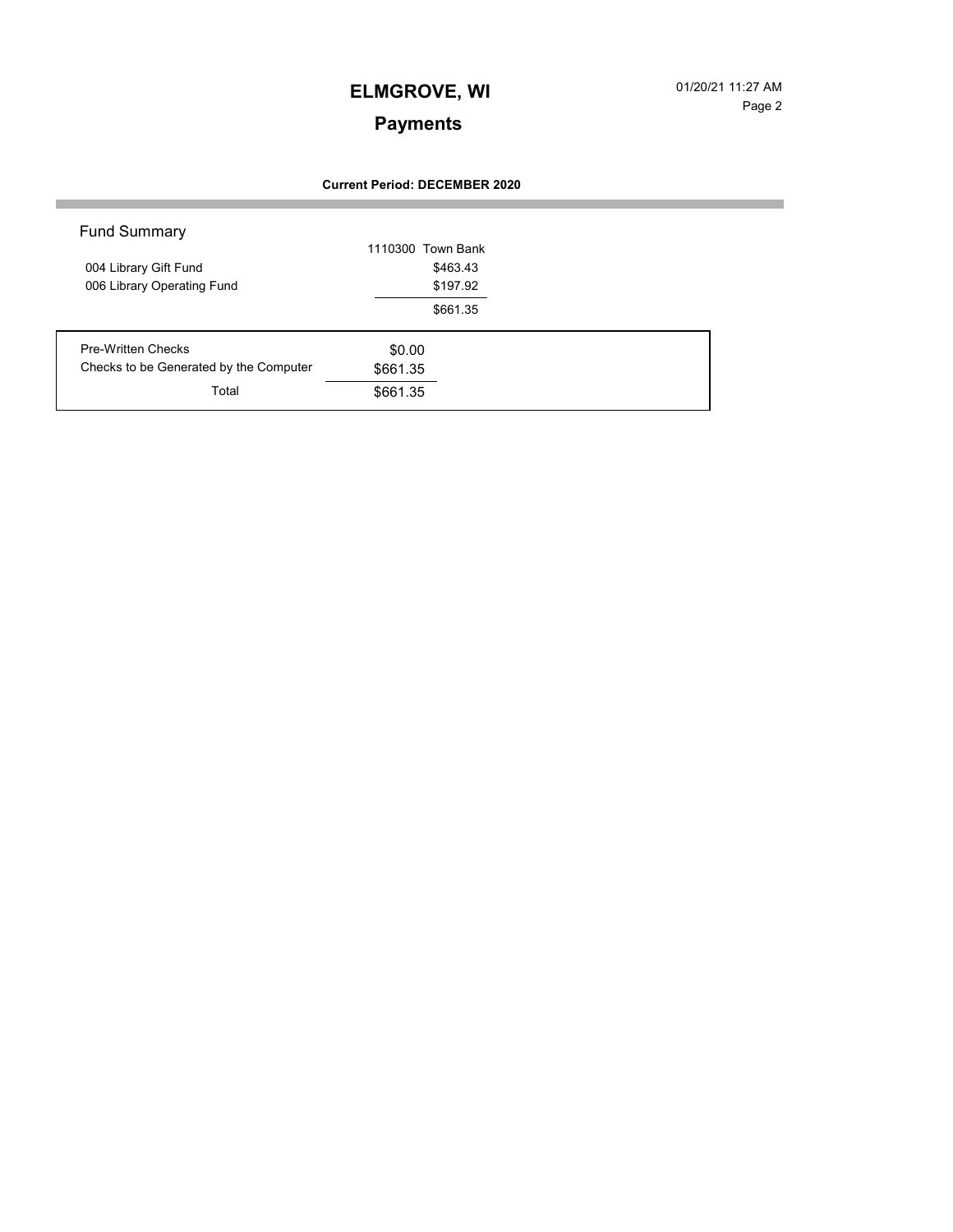# ELMGROVE, WI

## Payments

**Current Period: DECEMBER 2020**

### Fund Summary

| | 1110300 Town Bank |
|---|---|
| 004 Library Gift Fund | $463.43 |
| 006 Library Operating Fund | $197.92 |
| | $661.35 |

| | |
|---|---|
| Pre-Written Checks | $0.00 |
| Checks to be Generated by the Computer | $661.35 |
| Total | $661.35 |